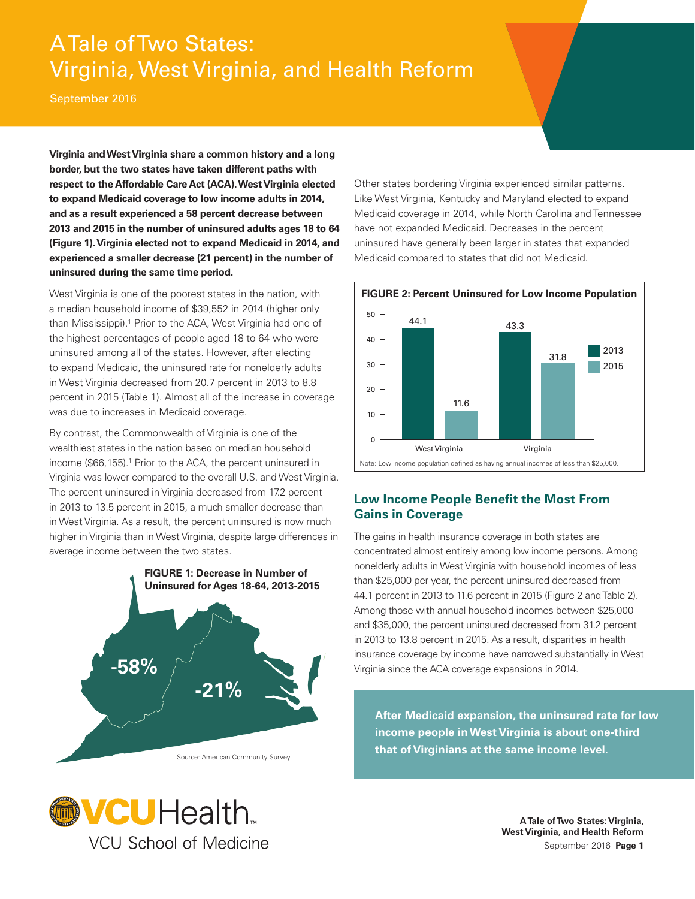# A Tale of Two States: Virginia, West Virginia, and Health Reform

September 2016

**Virginia and West Virginia share a common history and a long border, but the two states have taken different paths with respect to the Affordable Care Act (ACA). West Virginia elected to expand Medicaid coverage to low income adults in 2014, and as a result experienced a 58 percent decrease between 2013 and 2015 in the number of uninsured adults ages 18 to 64 (Figure 1). Virginia elected not to expand Medicaid in 2014, and experienced a smaller decrease (21 percent) in the number of uninsured during the same time period.**

West Virginia is one of the poorest states in the nation, with a median household income of $39,552 in 2014 (higher only than Mississippi).[1] Prior to the ACA, West Virginia had one of the highest percentages of people aged 18 to 64 who were uninsured among all of the states. However, after electing to expand Medicaid, the uninsured rate for nonelderly adults in West Virginia decreased from 20.7 percent in 2013 to 8.8 percent in 2015 (Table 1). Almost all of the increase in coverage was due to increases in Medicaid coverage.

By contrast, the Commonwealth of Virginia is one of the wealthiest states in the nation based on median household income ($66,155).[1] Prior to the ACA, the percent uninsured in Virginia was lower compared to the overall U.S. and West Virginia. The percent uninsured in Virginia decreased from 17.2 percent in 2013 to 13.5 percent in 2015, a much smaller decrease than in West Virginia. As a result, the percent uninsured is now much higher in Virginia than in West Virginia, despite large differences in average income between the two states.

**FIGURE 1: Decrease in Number of Uninsured for Ages 18-64, 2013-2015**

West Virginia: -58%
Virginia: -21%

Source: American Community Survey

Other states bordering Virginia experienced similar patterns. Like West Virginia, Kentucky and Maryland elected to expand Medicaid coverage in 2014, while North Carolina and Tennessee have not expanded Medicaid. Decreases in the percent uninsured have generally been larger in states that expanded Medicaid compared to states that did not Medicaid.

**FIGURE 2: Percent Uninsured for Low Income Population**

| | 2013 | 2015 |
|---|---|---|
| West Virginia | 44.1 | 11.6 |
| Virginia | 43.3 | 31.8 |

Note: Low income population defined as having annual incomes of less than $25,000.

## Low Income People Benefit the Most From Gains in Coverage

The gains in health insurance coverage in both states are concentrated almost entirely among low income persons. Among nonelderly adults in West Virginia with household incomes of less than $25,000 per year, the percent uninsured decreased from 44.1 percent in 2013 to 11.6 percent in 2015 (Figure 2 and Table 2). Among those with annual household incomes between $25,000 and $35,000, the percent uninsured decreased from 31.2 percent in 2013 to 13.8 percent in 2015. As a result, disparities in health insurance coverage by income have narrowed substantially in West Virginia since the ACA coverage expansions in 2014.

**After Medicaid expansion, the uninsured rate for low income people in West Virginia is about one-third that of Virginians at the same income level.**

VCU Health
VCU School of Medicine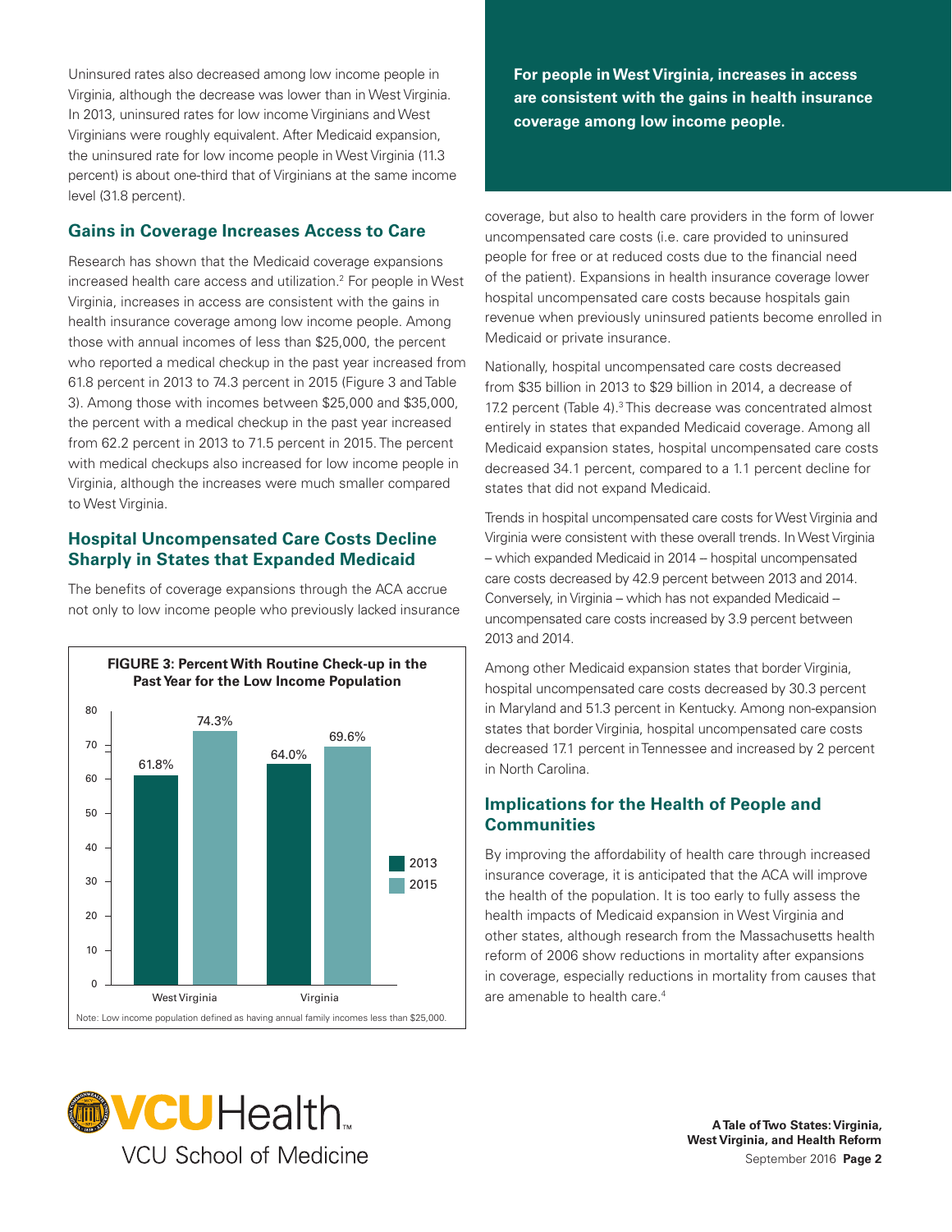Uninsured rates also decreased among low income people in Virginia, although the decrease was lower than in West Virginia. In 2013, uninsured rates for low income Virginians and West Virginians were roughly equivalent. After Medicaid expansion, the uninsured rate for low income people in West Virginia (11.3 percent) is about one-third that of Virginians at the same income level (31.8 percent).

## Gains in Coverage Increases Access to Care

Research has shown that the Medicaid coverage expansions increased health care access and utilization.[2] For people in West Virginia, increases in access are consistent with the gains in health insurance coverage among low income people. Among those with annual incomes of less than $25,000, the percent who reported a medical checkup in the past year increased from 61.8 percent in 2013 to 74.3 percent in 2015 (Figure 3 and Table 3). Among those with incomes between $25,000 and $35,000, the percent with a medical checkup in the past year increased from 62.2 percent in 2013 to 71.5 percent in 2015. The percent with medical checkups also increased for low income people in Virginia, although the increases were much smaller compared to West Virginia.

**For people in West Virginia, increases in access are consistent with the gains in health insurance coverage among low income people.**

**FIGURE 3: Percent With Routine Check-up in the Past Year for the Low Income Population**

| | 2013 | 2015 |
|---|---|---|
| West Virginia | 61.8% | 74.3% |
| Virginia | 64.0% | 69.6% |

Note: Low income population defined as having annual family incomes less than $25,000.

## Hospital Uncompensated Care Costs Decline Sharply in States that Expanded Medicaid

The benefits of coverage expansions through the ACA accrue not only to low income people who previously lacked insurance coverage, but also to health care providers in the form of lower uncompensated care costs (i.e. care provided to uninsured people for free or at reduced costs due to the financial need of the patient). Expansions in health insurance coverage lower hospital uncompensated care costs because hospitals gain revenue when previously uninsured patients become enrolled in Medicaid or private insurance.

Nationally, hospital uncompensated care costs decreased from $35 billion in 2013 to $29 billion in 2014, a decrease of 17.2 percent (Table 4).[3] This decrease was concentrated almost entirely in states that expanded Medicaid coverage. Among all Medicaid expansion states, hospital uncompensated care costs decreased 34.1 percent, compared to a 1.1 percent decline for states that did not expand Medicaid.

Trends in hospital uncompensated care costs for West Virginia and Virginia were consistent with these overall trends. In West Virginia – which expanded Medicaid in 2014 – hospital uncompensated care costs decreased by 42.9 percent between 2013 and 2014. Conversely, in Virginia – which has not expanded Medicaid – uncompensated care costs increased by 3.9 percent between 2013 and 2014.

Among other Medicaid expansion states that border Virginia, hospital uncompensated care costs decreased by 30.3 percent in Maryland and 51.3 percent in Kentucky. Among non-expansion states that border Virginia, hospital uncompensated care costs decreased 17.1 percent in Tennessee and increased by 2 percent in North Carolina.

## Implications for the Health of People and Communities

By improving the affordability of health care through increased insurance coverage, it is anticipated that the ACA will improve the health of the population. It is too early to fully assess the health impacts of Medicaid expansion in West Virginia and other states, although research from the Massachusetts health reform of 2006 show reductions in mortality after expansions in coverage, especially reductions in mortality from causes that are amenable to health care.[4]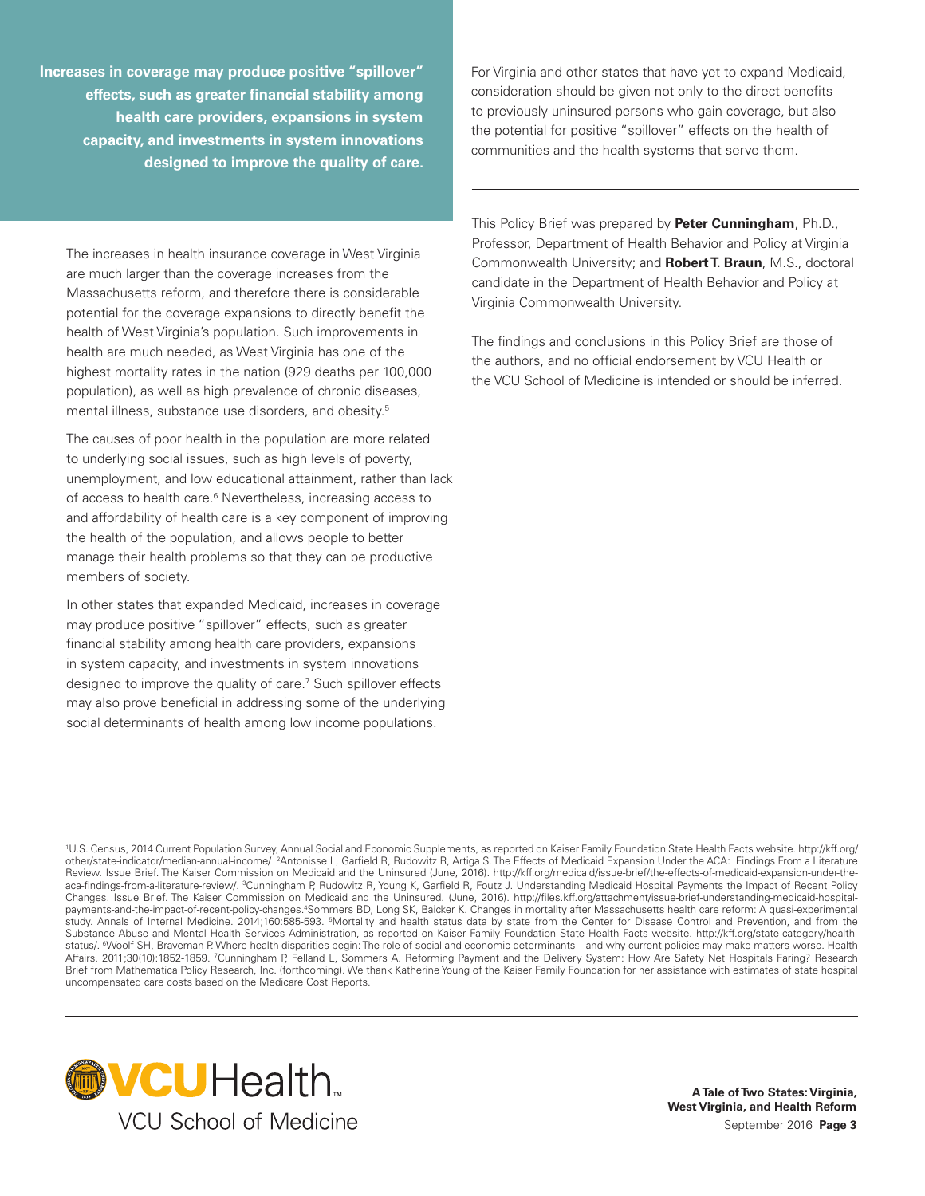**Increases in coverage may produce positive "spillover" effects, such as greater financial stability among health care providers, expansions in system capacity, and investments in system innovations designed to improve the quality of care.**

The increases in health insurance coverage in West Virginia are much larger than the coverage increases from the Massachusetts reform, and therefore there is considerable potential for the coverage expansions to directly benefit the health of West Virginia's population. Such improvements in health are much needed, as West Virginia has one of the highest mortality rates in the nation (929 deaths per 100,000 population), as well as high prevalence of chronic diseases, mental illness, substance use disorders, and obesity.[5]

The causes of poor health in the population are more related to underlying social issues, such as high levels of poverty, unemployment, and low educational attainment, rather than lack of access to health care.[6] Nevertheless, increasing access to and affordability of health care is a key component of improving the health of the population, and allows people to better manage their health problems so that they can be productive members of society.

In other states that expanded Medicaid, increases in coverage may produce positive "spillover" effects, such as greater financial stability among health care providers, expansions in system capacity, and investments in system innovations designed to improve the quality of care.[7] Such spillover effects may also prove beneficial in addressing some of the underlying social determinants of health among low income populations.

For Virginia and other states that have yet to expand Medicaid, consideration should be given not only to the direct benefits to previously uninsured persons who gain coverage, but also the potential for positive "spillover" effects on the health of communities and the health systems that serve them.

---

This Policy Brief was prepared by **Peter Cunningham**, Ph.D., Professor, Department of Health Behavior and Policy at Virginia Commonwealth University; and **Robert T. Braun**, M.S., doctoral candidate in the Department of Health Behavior and Policy at Virginia Commonwealth University.

The findings and conclusions in this Policy Brief are those of the authors, and no official endorsement by VCU Health or the VCU School of Medicine is intended or should be inferred.

[1]U.S. Census, 2014 Current Population Survey, Annual Social and Economic Supplements, as reported on Kaiser Family Foundation State Health Facts website. http://kff.org/other/state-indicator/median-annual-income/ [2]Antonisse L, Garfield R, Rudowitz R, Artiga S. The Effects of Medicaid Expansion Under the ACA: Findings From a Literature Review. Issue Brief. The Kaiser Commission on Medicaid and the Uninsured (June, 2016). http://kff.org/medicaid/issue-brief/the-effects-of-medicaid-expansion-under-the-aca-findings-from-a-literature-review/. [3]Cunningham P, Rudowitz R, Young K, Garfield R, Foutz J. Understanding Medicaid Hospital Payments the Impact of Recent Policy Changes. Issue Brief. The Kaiser Commission on Medicaid and the Uninsured. (June, 2016). http://files.kff.org/attachment/issue-brief-understanding-medicaid-hospital-payments-and-the-impact-of-recent-policy-changes. [4]Sommers BD, Long SK, Baicker K. Changes in mortality after Massachusetts health care reform: A quasi-experimental study. Annals of Internal Medicine. 2014;160:585-593. [5]Mortality and health status data by state from the Center for Disease Control and Prevention, and from the Substance Abuse and Mental Health Services Administration, as reported on Kaiser Family Foundation State Health Facts website. http://kff.org/state-category/health-status/. [6]Woolf SH, Braveman P. Where health disparities begin: The role of social and economic determinants—and why current policies may make matters worse. Health Affairs. 2011;30(10):1852-1859. [7]Cunningham P, Felland L, Sommers A. Reforming Payment and the Delivery System: How Are Safety Net Hospitals Faring? Research Brief from Mathematica Policy Research, Inc. (forthcoming). We thank Katherine Young of the Kaiser Family Foundation for her assistance with estimates of state hospital uncompensated care costs based on the Medicare Cost Reports.

VCU Health
VCU School of Medicine

**A Tale of Two States: Virginia, West Virginia, and Health Reform**
September 2016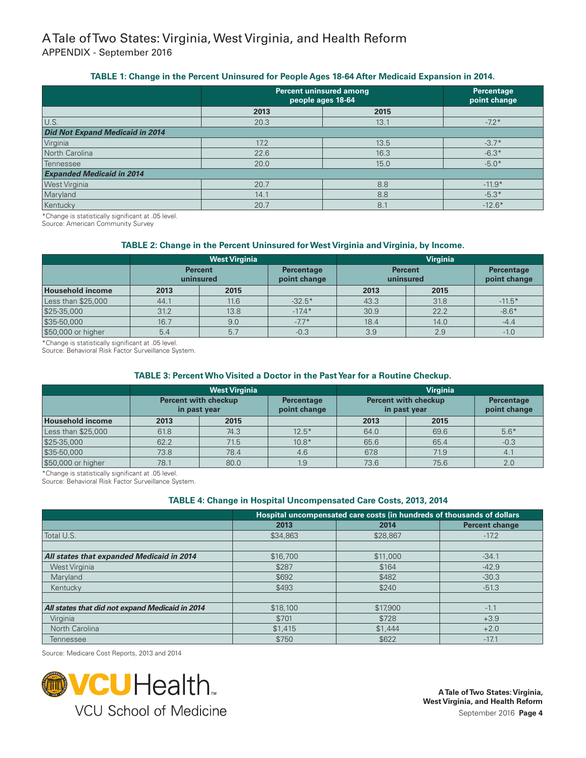# A Tale of Two States: Virginia, West Virginia, and Health Reform

APPENDIX - September 2016

**TABLE 1: Change in the Percent Uninsured for People Ages 18-64 After Medicaid Expansion in 2014.**

| | Percent uninsured among people ages 18-64 | | Percentage point change |
|---|---|---|---|
| | 2013 | 2015 | |
| U.S. | 20.3 | 13.1 | -7.2* |
| ***Did Not Expand Medicaid in 2014*** | | | |
| Virginia | 17.2 | 13.5 | -3.7* |
| North Carolina | 22.6 | 16.3 | -6.3* |
| Tennessee | 20.0 | 15.0 | -5.0* |
| ***Expanded Medicaid in 2014*** | | | |
| West Virginia | 20.7 | 8.8 | -11.9* |
| Maryland | 14.1 | 8.8 | -5.3* |
| Kentucky | 20.7 | 8.1 | -12.6* |

*Change is statistically significant at .05 level.
Source: American Community Survey

**TABLE 2: Change in the Percent Uninsured for West Virginia and Virginia, by Income.**

| | West Virginia | | | Virginia | | |
|---|---|---|---|---|---|---|
| | Percent uninsured | | Percentage point change | Percent uninsured | | Percentage point change |
| **Household income** | 2013 | 2015 | | 2013 | 2015 | |
| Less than $25,000 | 44.1 | 11.6 | -32.5* | 43.3 | 31.8 | -11.5* |
| $25-35,000 | 31.2 | 13.8 | -17.4* | 30.9 | 22.2 | -8.6* |
| $35-50,000 | 16.7 | 9.0 | -7.7* | 18.4 | 14.0 | -4.4 |
| $50,000 or higher | 5.4 | 5.7 | -0.3 | 3.9 | 2.9 | -1.0 |

*Change is statistically significant at .05 level.
Source: Behavioral Risk Factor Surveillance System.

**TABLE 3: Percent Who Visited a Doctor in the Past Year for a Routine Checkup.**

| | West Virginia | | | Virginia | | |
|---|---|---|---|---|---|---|
| | Percent with checkup in past year | | Percentage point change | Percent with checkup in past year | | Percentage point change |
| **Household income** | 2013 | 2015 | | 2013 | 2015 | |
| Less than $25,000 | 61.8 | 74.3 | 12.5* | 64.0 | 69.6 | 5.6* |
| $25-35,000 | 62.2 | 71.5 | 10.8* | 65.6 | 65.4 | -0.3 |
| $35-50,000 | 73.8 | 78.4 | 4.6 | 67.8 | 71.9 | 4.1 |
| $50,000 or higher | 78.1 | 80.0 | 1.9 | 73.6 | 75.6 | 2.0 |

*Change is statistically significant at .05 level.
Source: Behavioral Risk Factor Surveillance System.

**TABLE 4: Change in Hospital Uncompensated Care Costs, 2013, 2014**

| | Hospital uncompensated care costs (in hundreds of thousands of dollars | | |
|---|---|---|---|
| | 2013 | 2014 | Percent change |
| Total U.S. | $34,863 | $28,867 | -17.2 |
| | | | |
| ***All states that expanded Medicaid in 2014*** | $16,700 | $11,000 | -34.1 |
| West Virginia | $287 | $164 | -42.9 |
| Maryland | $692 | $482 | -30.3 |
| Kentucky | $493 | $240 | -51.3 |
| | | | |
| ***All states that did not expand Medicaid in 2014*** | $18,100 | $17,900 | -1.1 |
| Virginia | $701 | $728 | +3.9 |
| North Carolina | $1,415 | $1,444 | +2.0 |
| Tennessee | $750 | $622 | -17.1 |

Source: Medicare Cost Reports, 2013 and 2014

VCU Health™
VCU School of Medicine